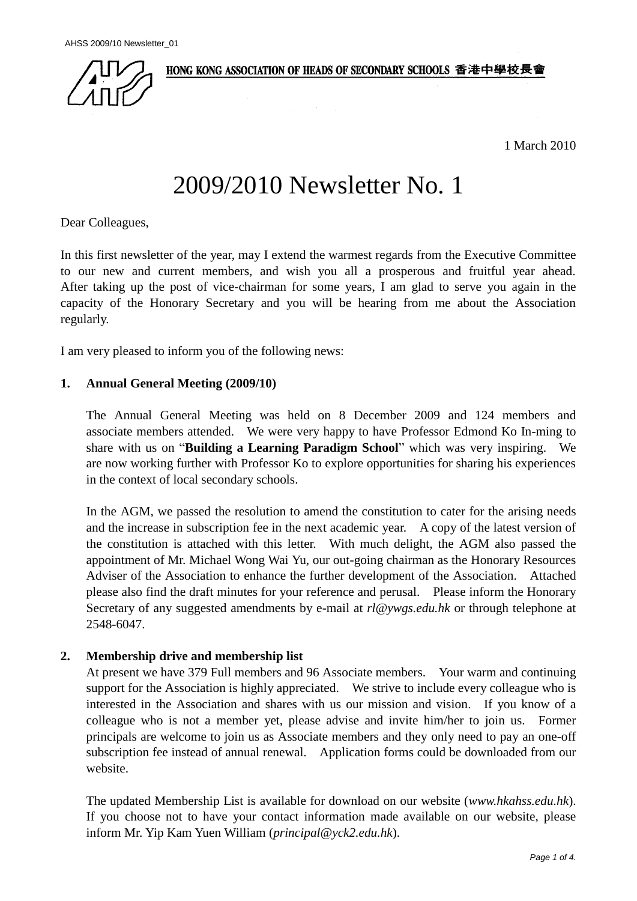HONG KONG ASSOCIATION OF HEADS OF SECONDARY SCHOOLS 香港中學校長會

1 March 2010

# 2009/2010 Newsletter No. 1

Dear Colleagues,

In this first newsletter of the year, may I extend the warmest regards from the Executive Committee to our new and current members, and wish you all a prosperous and fruitful year ahead. After taking up the post of vice-chairman for some years, I am glad to serve you again in the capacity of the Honorary Secretary and you will be hearing from me about the Association regularly.

I am very pleased to inform you of the following news:

**1. Annual General Meeting (2009/10)**

The Annual General Meeting was held on 8 December 2009 and 124 members and associate members attended. We were very happy to have Professor Edmond Ko In-ming to share with us on "**Building a Learning Paradigm School**" which was very inspiring. We are now working further with Professor Ko to explore opportunities for sharing his experiences in the context of local secondary schools.

In the AGM, we passed the resolution to amend the constitution to cater for the arising needs and the increase in subscription fee in the next academic year. A copy of the latest version of the constitution is attached with this letter. With much delight, the AGM also passed the appointment of Mr. Michael Wong Wai Yu, our out-going chairman as the Honorary Resources Adviser of the Association to enhance the further development of the Association. Attached please also find the draft minutes for your reference and perusal. Please inform the Honorary Secretary of any suggested amendments by e-mail at *rl@ywgs.edu.hk* or through telephone at 2548-6047.

**2. Membership drive and membership list**

At present we have 379 Full members and 96 Associate members. Your warm and continuing support for the Association is highly appreciated. We strive to include every colleague who is interested in the Association and shares with us our mission and vision. If you know of a colleague who is not a member yet, please advise and invite him/her to join us. Former principals are welcome to join us as Associate members and they only need to pay an one-off subscription fee instead of annual renewal. Application forms could be downloaded from our website.

The updated Membership List is available for download on our website (*www.hkahss.edu.hk*). If you choose not to have your contact information made available on our website, please inform Mr. Yip Kam Yuen William (*principal@yck2.edu.hk*).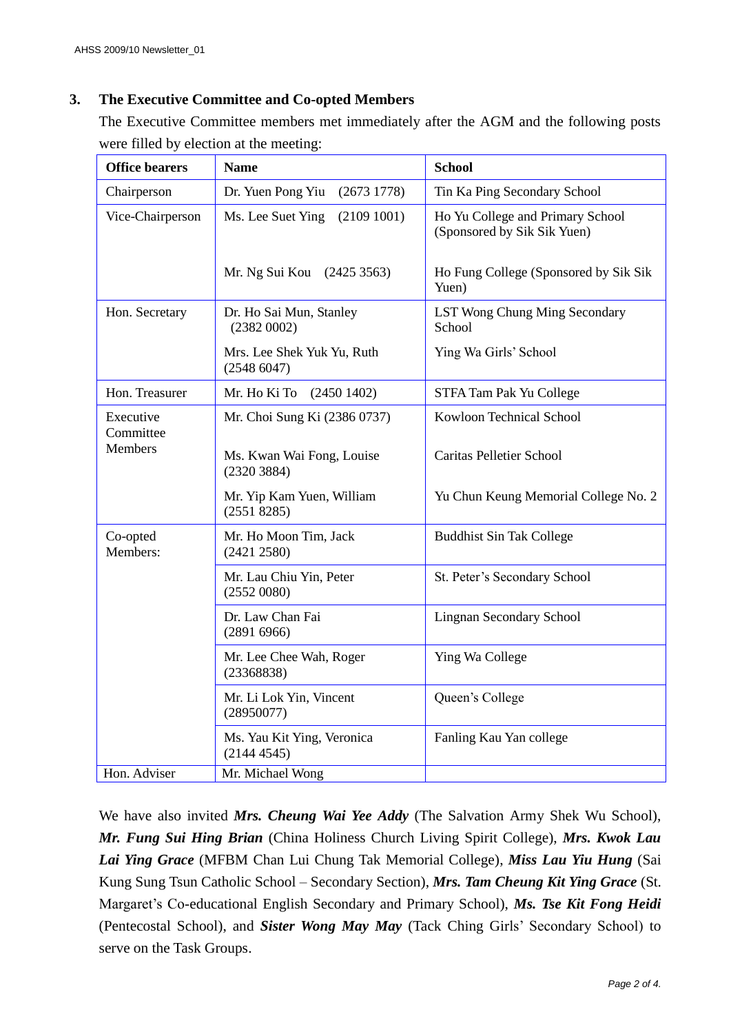### 3. The Executive Committee and Co-opted Members

The Executive Committee members met immediately after the AGM and the following posts were filled by election at the meeting:

| Office bearers | Name | School |
|---|---|---|
| Chairperson | Dr. Yuen Pong Yiu (2673 1778) | Tin Ka Ping Secondary School |
| Vice-Chairperson | Ms. Lee Suet Ying (2109 1001) | Ho Yu College and Primary School (Sponsored by Sik Sik Yuen) |
| | Mr. Ng Sui Kou (2425 3563) | Ho Fung College (Sponsored by Sik Sik Yuen) |
| Hon. Secretary | Dr. Ho Sai Mun, Stanley (2382 0002) | LST Wong Chung Ming Secondary School |
| | Mrs. Lee Shek Yuk Yu, Ruth (2548 6047) | Ying Wa Girls' School |
| Hon. Treasurer | Mr. Ho Ki To (2450 1402) | STFA Tam Pak Yu College |
| Executive Committee Members | Mr. Choi Sung Ki (2386 0737) | Kowloon Technical School |
| | Ms. Kwan Wai Fong, Louise (2320 3884) | Caritas Pelletier School |
| | Mr. Yip Kam Yuen, William (2551 8285) | Yu Chun Keung Memorial College No. 2 |
| Co-opted Members: | Mr. Ho Moon Tim, Jack (2421 2580) | Buddhist Sin Tak College |
| | Mr. Lau Chiu Yin, Peter (2552 0080) | St. Peter's Secondary School |
| | Dr. Law Chan Fai (2891 6966) | Lingnan Secondary School |
| | Mr. Lee Chee Wah, Roger (23368838) | Ying Wa College |
| | Mr. Li Lok Yin, Vincent (28950077) | Queen's College |
| | Ms. Yau Kit Ying, Veronica (2144 4545) | Fanling Kau Yan college |
| Hon. Adviser | Mr. Michael Wong | |

We have also invited ***Mrs. Cheung Wai Yee Addy*** (The Salvation Army Shek Wu School), ***Mr. Fung Sui Hing Brian*** (China Holiness Church Living Spirit College), ***Mrs. Kwok Lau Lai Ying Grace*** (MFBM Chan Lui Chung Tak Memorial College), ***Miss Lau Yiu Hung*** (Sai Kung Sung Tsun Catholic School – Secondary Section), ***Mrs. Tam Cheung Kit Ying Grace*** (St. Margaret's Co-educational English Secondary and Primary School), ***Ms. Tse Kit Fong Heidi*** (Pentecostal School), and ***Sister Wong May May*** (Tack Ching Girls' Secondary School) to serve on the Task Groups.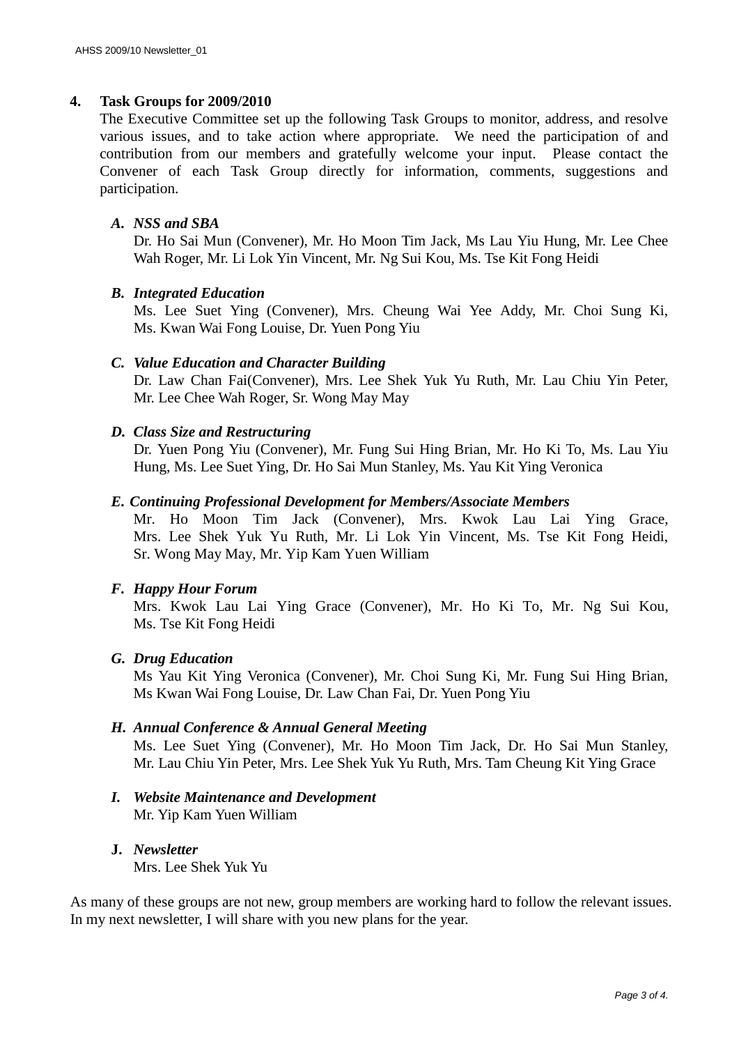## 4. Task Groups for 2009/2010

The Executive Committee set up the following Task Groups to monitor, address, and resolve various issues, and to take action where appropriate. We need the participation of and contribution from our members and gratefully welcome your input. Please contact the Convener of each Task Group directly for information, comments, suggestions and participation.

### *A. NSS and SBA*

Dr. Ho Sai Mun (Convener), Mr. Ho Moon Tim Jack, Ms Lau Yiu Hung, Mr. Lee Chee Wah Roger, Mr. Li Lok Yin Vincent, Mr. Ng Sui Kou, Ms. Tse Kit Fong Heidi

### *B. Integrated Education*

Ms. Lee Suet Ying (Convener), Mrs. Cheung Wai Yee Addy, Mr. Choi Sung Ki, Ms. Kwan Wai Fong Louise, Dr. Yuen Pong Yiu

### *C. Value Education and Character Building*

Dr. Law Chan Fai(Convener), Mrs. Lee Shek Yuk Yu Ruth, Mr. Lau Chiu Yin Peter, Mr. Lee Chee Wah Roger, Sr. Wong May May

### *D. Class Size and Restructuring*

Dr. Yuen Pong Yiu (Convener), Mr. Fung Sui Hing Brian, Mr. Ho Ki To, Ms. Lau Yiu Hung, Ms. Lee Suet Ying, Dr. Ho Sai Mun Stanley, Ms. Yau Kit Ying Veronica

### *E. Continuing Professional Development for Members/Associate Members*

Mr. Ho Moon Tim Jack (Convener), Mrs. Kwok Lau Lai Ying Grace, Mrs. Lee Shek Yuk Yu Ruth, Mr. Li Lok Yin Vincent, Ms. Tse Kit Fong Heidi, Sr. Wong May May, Mr. Yip Kam Yuen William

### *F. Happy Hour Forum*

Mrs. Kwok Lau Lai Ying Grace (Convener), Mr. Ho Ki To, Mr. Ng Sui Kou, Ms. Tse Kit Fong Heidi

### *G. Drug Education*

Ms Yau Kit Ying Veronica (Convener), Mr. Choi Sung Ki, Mr. Fung Sui Hing Brian, Ms Kwan Wai Fong Louise, Dr. Law Chan Fai, Dr. Yuen Pong Yiu

### *H. Annual Conference & Annual General Meeting*

Ms. Lee Suet Ying (Convener), Mr. Ho Moon Tim Jack, Dr. Ho Sai Mun Stanley, Mr. Lau Chiu Yin Peter, Mrs. Lee Shek Yuk Yu Ruth, Mrs. Tam Cheung Kit Ying Grace

### *I. Website Maintenance and Development*

Mr. Yip Kam Yuen William

### **J.** *Newsletter*

Mrs. Lee Shek Yuk Yu

As many of these groups are not new, group members are working hard to follow the relevant issues. In my next newsletter, I will share with you new plans for the year.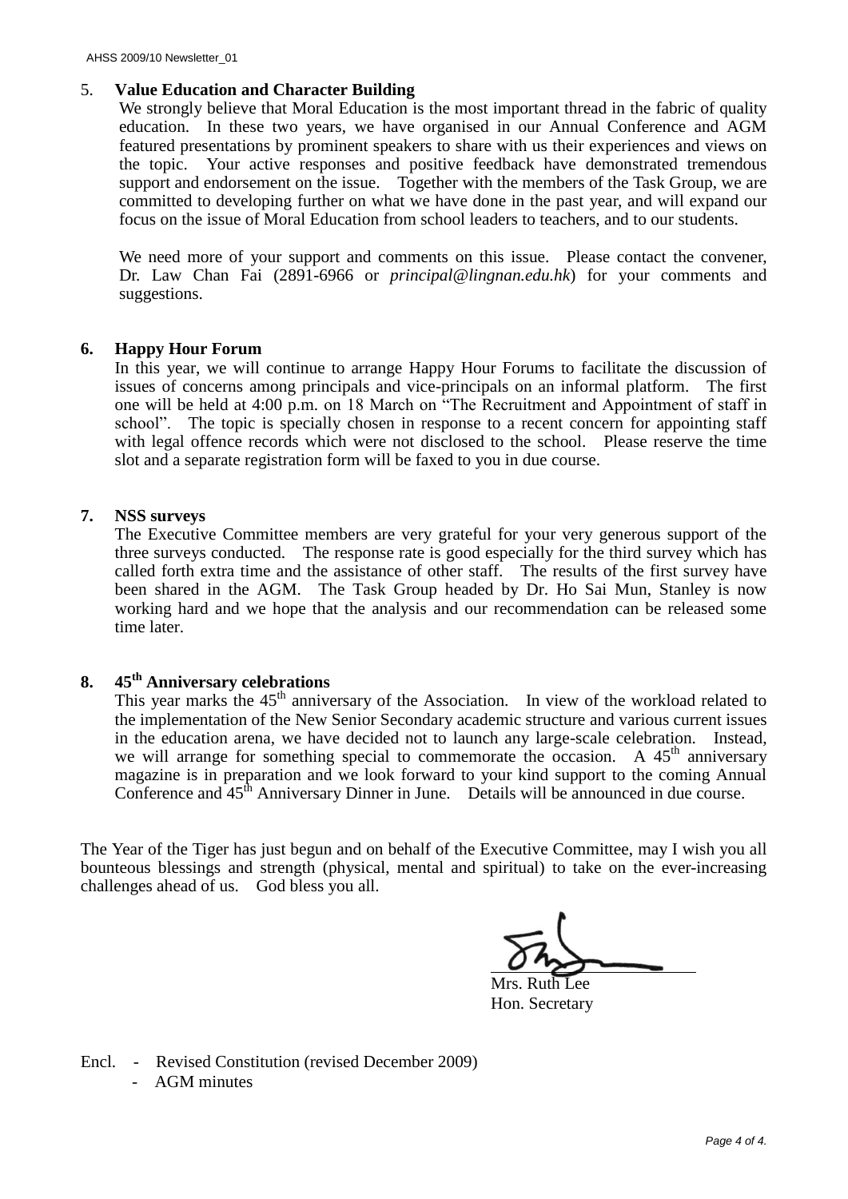5. **Value Education and Character Building**

We strongly believe that Moral Education is the most important thread in the fabric of quality education. In these two years, we have organised in our Annual Conference and AGM featured presentations by prominent speakers to share with us their experiences and views on the topic. Your active responses and positive feedback have demonstrated tremendous support and endorsement on the issue. Together with the members of the Task Group, we are committed to developing further on what we have done in the past year, and will expand our focus on the issue of Moral Education from school leaders to teachers, and to our students.

We need more of your support and comments on this issue. Please contact the convener, Dr. Law Chan Fai (2891-6966 or *principal@lingnan.edu.hk*) for your comments and suggestions.

6. **Happy Hour Forum**

In this year, we will continue to arrange Happy Hour Forums to facilitate the discussion of issues of concerns among principals and vice-principals on an informal platform. The first one will be held at 4:00 p.m. on 18 March on "The Recruitment and Appointment of staff in school". The topic is specially chosen in response to a recent concern for appointing staff with legal offence records which were not disclosed to the school. Please reserve the time slot and a separate registration form will be faxed to you in due course.

7. **NSS surveys**

The Executive Committee members are very grateful for your very generous support of the three surveys conducted. The response rate is good especially for the third survey which has called forth extra time and the assistance of other staff. The results of the first survey have been shared in the AGM. The Task Group headed by Dr. Ho Sai Mun, Stanley is now working hard and we hope that the analysis and our recommendation can be released some time later.

8. **45th Anniversary celebrations**

This year marks the 45th anniversary of the Association. In view of the workload related to the implementation of the New Senior Secondary academic structure and various current issues in the education arena, we have decided not to launch any large-scale celebration. Instead, we will arrange for something special to commemorate the occasion. A 45th anniversary magazine is in preparation and we look forward to your kind support to the coming Annual Conference and 45th Anniversary Dinner in June. Details will be announced in due course.

The Year of the Tiger has just begun and on behalf of the Executive Committee, may I wish you all bounteous blessings and strength (physical, mental and spiritual) to take on the ever-increasing challenges ahead of us. God bless you all.

Mrs. Ruth Lee
Hon. Secretary

Encl.
- Revised Constitution (revised December 2009)
- AGM minutes